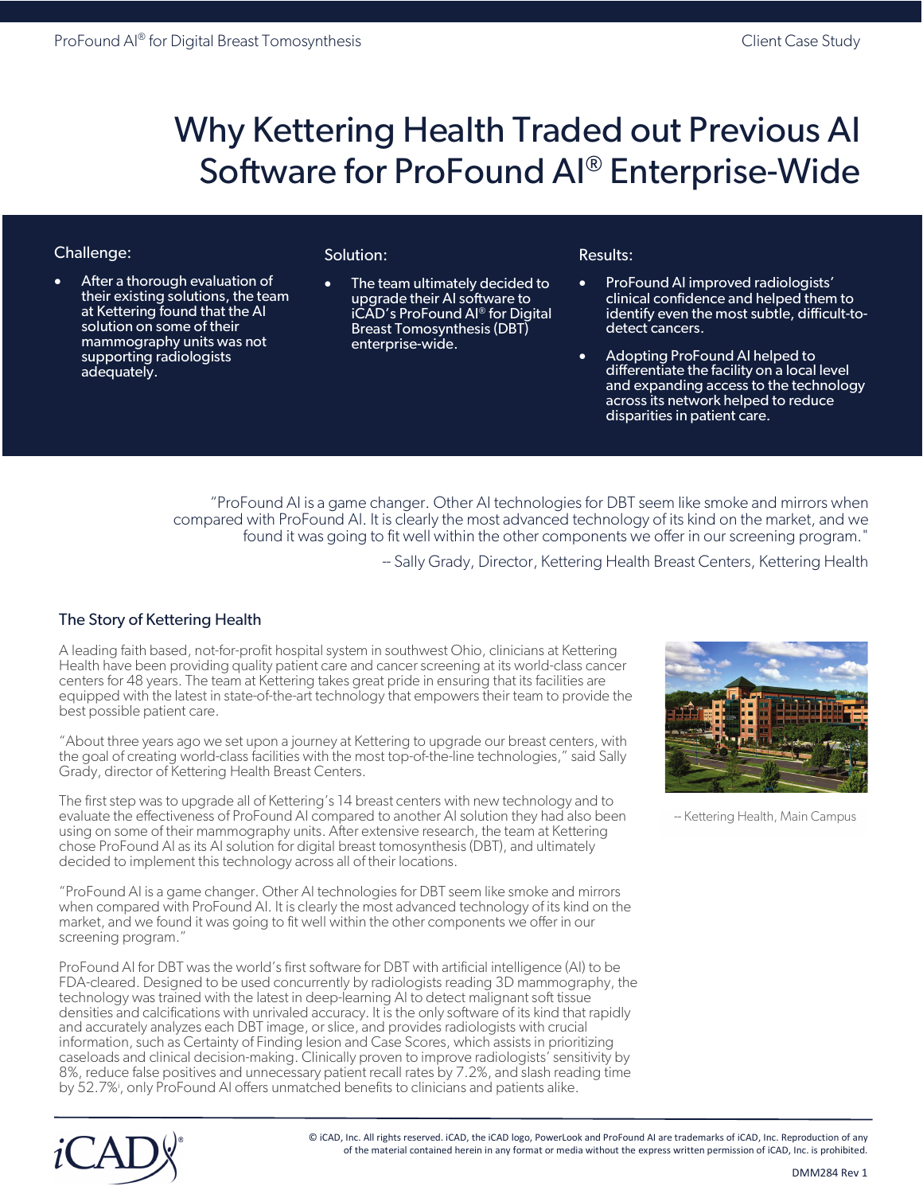# Why Kettering Health Traded out Previous AI Software for ProFound AI® Enterprise-Wide

### Challenge:

- After a thorough evaluation of their existing solutions, the team at Kettering found that the AI solution on some of their mammography units was not supporting radiologists adequately.

### Solution:

- The team ultimately decided to upgrade their AI software to iCAD's ProFound AI® for Digital Breast Tomosynthesis (DBT) enterprise-wide.

### Results:

- ProFound AI improved radiologists' clinical confidence and helped them to identify even the most subtle, difficult-to-detect cancers.
- Adopting ProFound AI helped to differentiate the facility on a local level and expanding access to the technology across its network helped to reduce disparities in patient care.

> "ProFound AI is a game changer. Other AI technologies for DBT seem like smoke and mirrors when compared with ProFound AI. It is clearly the most advanced technology of its kind on the market, and we found it was going to fit well within the other components we offer in our screening program."
>
> -- Sally Grady, Director, Kettering Health Breast Centers, Kettering Health

## The Story of Kettering Health

A leading faith based, not-for-profit hospital system in southwest Ohio, clinicians at Kettering Health have been providing quality patient care and cancer screening at its world-class cancer centers for 48 years. The team at Kettering takes great pride in ensuring that its facilities are equipped with the latest in state-of-the-art technology that empowers their team to provide the best possible patient care.

"About three years ago we set upon a journey at Kettering to upgrade our breast centers, with the goal of creating world-class facilities with the most top-of-the-line technologies," said Sally Grady, director of Kettering Health Breast Centers.

The first step was to upgrade all of Kettering's 14 breast centers with new technology and to evaluate the effectiveness of ProFound AI compared to another AI solution they had also been using on some of their mammography units. After extensive research, the team at Kettering chose ProFound AI as its AI solution for digital breast tomosynthesis (DBT), and ultimately decided to implement this technology across all of their locations.

"ProFound AI is a game changer. Other AI technologies for DBT seem like smoke and mirrors when compared with ProFound AI. It is clearly the most advanced technology of its kind on the market, and we found it was going to fit well within the other components we offer in our screening program."

ProFound AI for DBT was the world's first software for DBT with artificial intelligence (AI) to be FDA-cleared. Designed to be used concurrently by radiologists reading 3D mammography, the technology was trained with the latest in deep-learning AI to detect malignant soft tissue densities and calcifications with unrivaled accuracy. It is the only software of its kind that rapidly and accurately analyzes each DBT image, or slice, and provides radiologists with crucial information, such as Certainty of Finding lesion and Case Scores, which assists in prioritizing caseloads and clinical decision-making. Clinically proven to improve radiologists' sensitivity by 8%, reduce false positives and unnecessary patient recall rates by 7.2%, and slash reading time by 52.7%[i], only ProFound AI offers unmatched benefits to clinicians and patients alike.

-- Kettering Health, Main Campus

© iCAD, Inc. All rights reserved. iCAD, the iCAD logo, PowerLook and ProFound AI are trademarks of iCAD, Inc. Reproduction of any of the material contained herein in any format or media without the express written permission of iCAD, Inc. is prohibited.

DMM284 Rev 1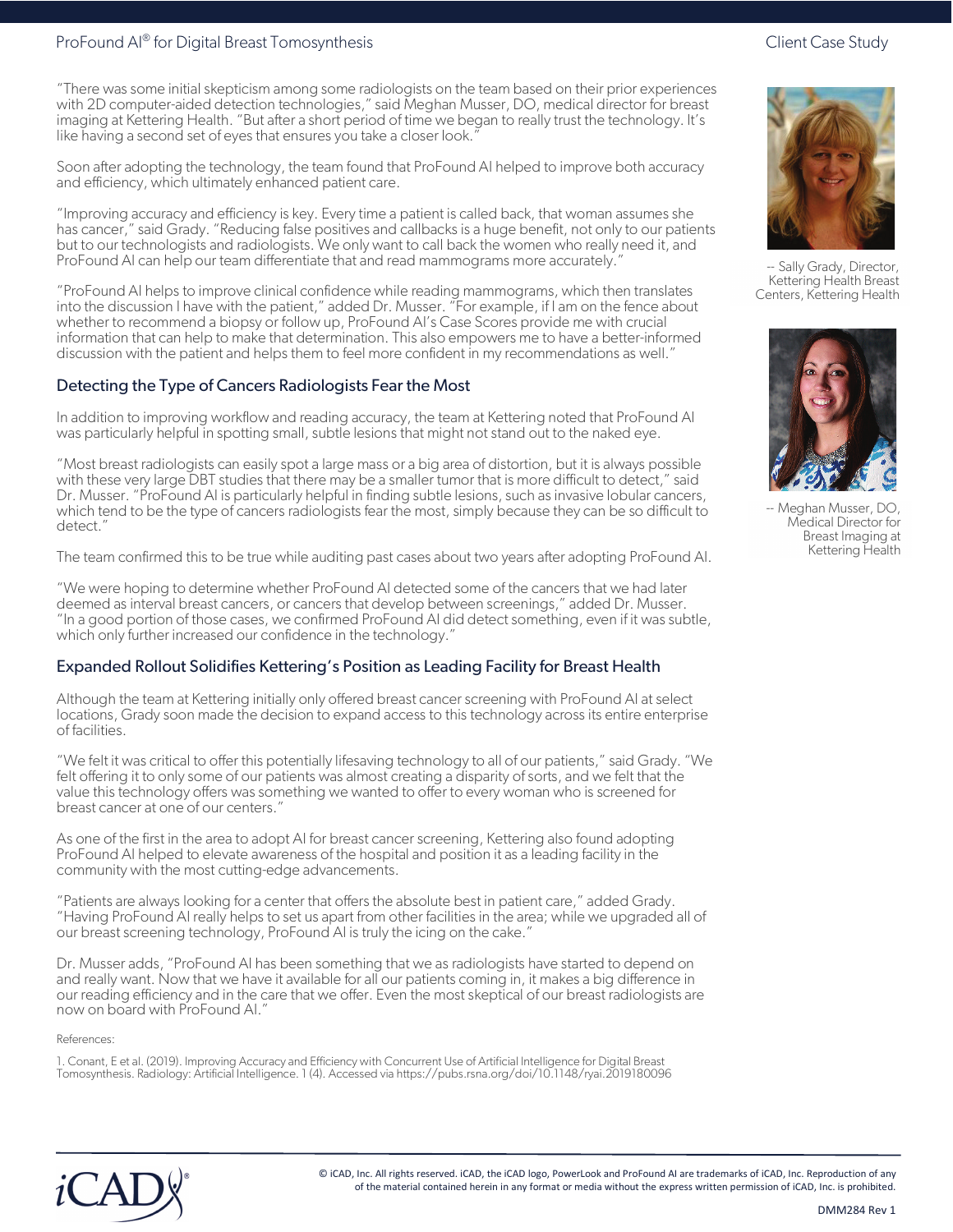"There was some initial skepticism among some radiologists on the team based on their prior experiences with 2D computer-aided detection technologies," said Meghan Musser, DO, medical director for breast imaging at Kettering Health. "But after a short period of time we began to really trust the technology. It's like having a second set of eyes that ensures you take a closer look."

Soon after adopting the technology, the team found that ProFound AI helped to improve both accuracy and efficiency, which ultimately enhanced patient care.

"Improving accuracy and efficiency is key. Every time a patient is called back, that woman assumes she has cancer," said Grady. "Reducing false positives and callbacks is a huge benefit, not only to our patients but to our technologists and radiologists. We only want to call back the women who really need it, and ProFound AI can help our team differentiate that and read mammograms more accurately."

"ProFound AI helps to improve clinical confidence while reading mammograms, which then translates into the discussion I have with the patient," added Dr. Musser. "For example, if I am on the fence about whether to recommend a biopsy or follow up, ProFound AI's Case Scores provide me with crucial information that can help to make that determination. This also empowers me to have a better-informed discussion with the patient and helps them to feel more confident in my recommendations as well."

-- Sally Grady, Director, Kettering Health Breast Centers, Kettering Health

-- Meghan Musser, DO, Medical Director for Breast Imaging at Kettering Health

## Detecting the Type of Cancers Radiologists Fear the Most

In addition to improving workflow and reading accuracy, the team at Kettering noted that ProFound AI was particularly helpful in spotting small, subtle lesions that might not stand out to the naked eye.

"Most breast radiologists can easily spot a large mass or a big area of distortion, but it is always possible with these very large DBT studies that there may be a smaller tumor that is more difficult to detect," said Dr. Musser. "ProFound AI is particularly helpful in finding subtle lesions, such as invasive lobular cancers, which tend to be the type of cancers radiologists fear the most, simply because they can be so difficult to detect."

The team confirmed this to be true while auditing past cases about two years after adopting ProFound AI.

"We were hoping to determine whether ProFound AI detected some of the cancers that we had later deemed as interval breast cancers, or cancers that develop between screenings," added Dr. Musser. "In a good portion of those cases, we confirmed ProFound AI did detect something, even if it was subtle, which only further increased our confidence in the technology."

## Expanded Rollout Solidifies Kettering's Position as Leading Facility for Breast Health

Although the team at Kettering initially only offered breast cancer screening with ProFound AI at select locations, Grady soon made the decision to expand access to this technology across its entire enterprise of facilities.

"We felt it was critical to offer this potentially lifesaving technology to all of our patients," said Grady. "We felt offering it to only some of our patients was almost creating a disparity of sorts, and we felt that the value this technology offers was something we wanted to offer to every woman who is screened for breast cancer at one of our centers."

As one of the first in the area to adopt AI for breast cancer screening, Kettering also found adopting ProFound AI helped to elevate awareness of the hospital and position it as a leading facility in the community with the most cutting-edge advancements.

"Patients are always looking for a center that offers the absolute best in patient care," added Grady. "Having ProFound AI really helps to set us apart from other facilities in the area; while we upgraded all of our breast screening technology, ProFound AI is truly the icing on the cake."

Dr. Musser adds, "ProFound AI has been something that we as radiologists have started to depend on and really want. Now that we have it available for all our patients coming in, it makes a big difference in our reading efficiency and in the care that we offer. Even the most skeptical of our breast radiologists are now on board with ProFound AI."

References:

1. Conant, E et al. (2019). Improving Accuracy and Efficiency with Concurrent Use of Artificial Intelligence for Digital Breast Tomosynthesis. Radiology: Artificial Intelligence. 1 (4). Accessed via https://pubs.rsna.org/doi/10.1148/ryai.2019180096

© iCAD, Inc. All rights reserved. iCAD, the iCAD logo, PowerLook and ProFound AI are trademarks of iCAD, Inc. Reproduction of any of the material contained herein in any format or media without the express written permission of iCAD, Inc. is prohibited.

DMM284 Rev 1